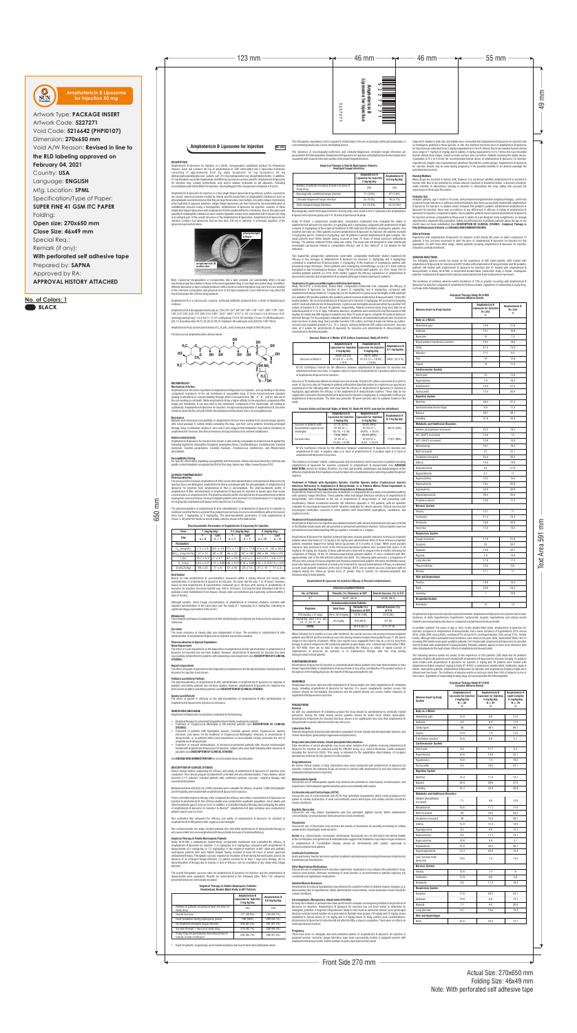# Amphotericin B Liposome for Injection 50 mg

Artwork Type: **PACKAGE INSERT**

Artwork Code: **5227271**

Void Code: **5216642 (PHPI0107)**

Dimension: **270x650 mm**

Void A/W Reason: **Revised in line to the RLD labeling approved on February 04, 2021**

Country: **USA**

Language: **ENGLISH**

Mfg. Location: **SPML**

Specification/Type of Paper: **SUPER FINE 41 GSM ITC PAPER**

Folding:

**Open size: 270x650 mm**

**Close Size: 46x49 mm**

**With perforated self adhesive tape**

Prepared by: **SAPNA**

Approved by RA:

**APPROVAL HISTORY ATTACHED**

**No. of Colors: 1**

**BLACK**

123 mm — 46 mm — 46 mm — 55 mm

49 mm

650 mm

Text Area 591 mm

Front Side 270 mm

Actual Size: 270x650 mm
Folding Size: 46x49 mm
Note: With perforated self adhesive tape

## Amphotericin B Liposome for Injection

Rx only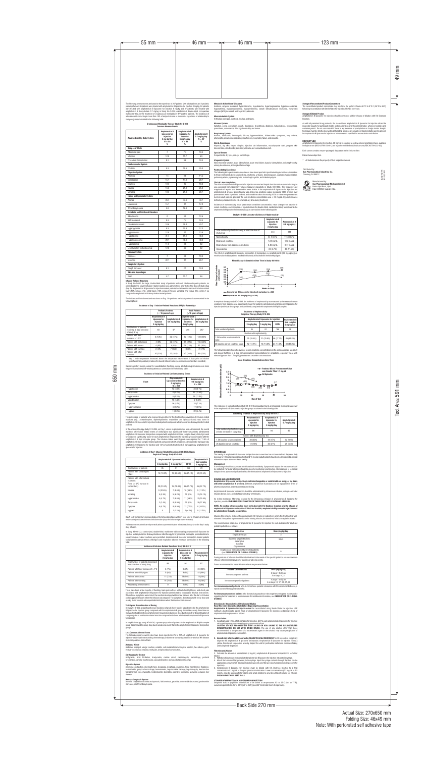The following adverse events are based on the experience of 267 patients (266 adult patients and 1 pediatric patient) of whom 86 patients were treated with Amphotericin B Liposome for Injection 3 mg/kg, 94 patients were treated with Amphotericin B Liposome for Injection 6 mg/kg and 87 patients were treated with amphotericin B deoxycholate (0.7 mg/kg). In Study 94-0-013 a randomized, double-blind, comparative multicenter trial, in the treatment of cryptococcal meningitis in HIV-positive patients. The incidence of adverse events occurring in more than 10% of subjects in one or more arms regardless of relationship to study drug are summarized in the following table:

**Cryptococcal Meningitis Therapy Study 94-0-013 Common Adverse Events**

| Adverse Event by Body System | Amphotericin B Liposome for Injection 3 mg/kg/day N = 86 % | Amphotericin B Liposome for Injection 6 mg/kg/day N = 94 % | Amphotericin B 0.7 mg/kg/day N = 87 % |
|---|---|---|---|
| **Body as a Whole** | | | |
| Abdominal pain | 7 | 7.4 | 10.3 |
| Infection | 12.8 | 11.7 | 6.9 |
| Procedural Complication | 8.1 | 9.6 | 10.3 |
| **Cardiovascular System** | | | |
| Phlebitis | 9.3 | 10.6 | 25.3 |
| **Digestive System** | | | |
| Anorexia | 14 | 9.6 | 11.5 |
| Constipation | 15.1 | 14.9 | 20.7 |
| Diarrhea | 10.5 | 16 | 10.3 |
| Nausea | 16.3 | 21.3 | 25.3 |
| Vomiting | 10.5 | 21.3 | 20.7 |
| **Hemic and Lymphatic System** | | | |
| Anemia | 26.7 | 47.9 | 43.7 |
| Leukopenia | 15.1 | 17 | 17.2 |
| Thrombocytopenia | 5.8 | 12.8 | 6.9 |
| **Metabolic and Nutritional Disorders** | | | |
| Bilirubinemia | 0 | 8.5 | 12.6 |
| BUN increased | 9.3 | 7.4 | 10.3 |
| Creatinine increased | 18.6 | 39.4 | 43.7 |
| Hyperglycemia | 9.3 | 12.8 | 17.2 |
| Hypocalcemia | 12.8 | 17 | 13.8 |
| Hypokalemia | 31.4 | 51.1 | 48.3 |
| Hypomagnesemia | 29.1 | 48.9 | 40.2 |
| Hyponatremia | 11.6 | 8.5 | 9.2 |
| Liver Function Tests Abnormal | 12.8 | 4.3 | 9.2 |
| **Nervous System** | | | |
| Dizziness | 7 | 8.5 | 10.3 |
| Insomnia | 22.1 | 17 | 20.7 |
| **Respiratory System** | | | |
| Cough Increased | 8.1 | 2.1 | 10.3 |
| **Skin and Appendages** | | | |
| Rash | 4.7 | 11.7 | 4.6 |

**Infusion-Related Reactions**

In Study 94-0-002, the large, double-blind study of pediatric and adult febrile neutropenic patients, no premedication to prevent infusion-related reactions was administered prior to the first dose of study drug (Day 1). Amphotericin B Liposome for Injection-treated patients had a lower incidence of infusion-related fever (17% versus 44%), chills/rigors (18% versus 54%) and vomiting (6% versus 8%) on Day 1 as compared to amphotericin B deoxycholate-treated patients.

The incidence of infusion-related reactions on Day 1 in pediatric and adult patients is summarized in the following table:

**Incidence of Day 1 Infusion-Related Reactions (IRR) By Patient Age**

| | Pediatric Patients (≤ 16 years of age) | | Adult Patients (> 16 years of age) | |
|---|---|---|---|---|
| | Amphotericin B Liposome for Injection 3 mg/kg/day | Amphotericin B 0.6 mg/kg/day | Amphotericin B Liposome for Injection 3 mg/kg/day | Amphotericin B 0.6 mg/kg/day |
| Total number of patients receiving at least one dose of study drug | 48 | 47 | 295 | 297 |
| Patients with fever* increase > 1°C | 6 (13%) | 22 (47%) | 52 (18%) | 129 (43%) |
| Patients with chills/rigors | 4 (8%) | 22 (47%) | 64 (22%) | 166 (56%) |
| Patients with nausea | 4 (8%) | 4 (9%) | 38 (13%) | 31 (10%) |
| Patients with vomiting | 2 (4%) | 7 (15%) | 19 (6%) | 21 (7%) |
| Patients with other reactions | 10 (21%) | 13 (28%) | 47 (16%) | 69 (23%) |

\* Day 1 body temperature increased above the temperature taken within 1 hour prior to infusion (preinfusion temperature) or above the lowest infusion value (no preinfusion temperature recorded).

Cardiorespiratory events, except for vasodilatation (flushing), during all study drug infusions were more frequent in amphotericin B-treated patients as summarized in the following table:

**Incidence of Infusion-Related Cardiorespiratory Events**

| Event | Amphotericin B Liposome for Injection 3 mg/kg/day N = 343 | Amphotericin B 0.6 mg/kg/day N = 344 |
|---|---|---|
| Hypotension | 12 (3.5%) | 28 (8.1%) |
| Tachycardia | 8 (2.3%) | 43 (12.5%) |
| Hypertension | 8 (2.3%) | 39 (11.3%) |
| Vasodilatation | 18 (5.2%) | 2 (0.6%) |
| Dyspnea | 16 (4.7%) | 25 (7.3%) |
| Hyperventilation | 4 (1.2%) | 17 (4.9%) |
| Hypoxia | 1 (0.3%) | 22 (6.4%) |

The percentage of patients who received drugs either for the treatment or prevention of infusion-related reactions (e.g., acetaminophen, diphenhydramine, meperidine and hydrocortisone) was lower in Amphotericin B Liposome for Injection-treated patients compared with amphotericin B deoxycholate-treated patients.

In the empirical therapy study 97-0-034, on Day 1, where no premedication was administered, the overall incidence of infusion-related events of chills/rigors was significantly lower for patients administered Amphotericin B Liposome for Injection compared with amphotericin B lipid complex. Fever, chills/rigors and hypoxia were significantly lower for each Amphotericin B Liposome for Injection group compared with the amphotericin B lipid complex group. The infusion-related event hypoxia was reported for 11.5% of amphotericin B lipid complex-treated patients compared with 0% of patients administered 3 mg/kg per day Amphotericin B Liposome for Injection and 1.2% of patients treated with 5 mg/kg per day Amphotericin B Liposome for Injection.

**Incidence of Day 1 Infusion-Related Reactions (IRR): Chills/Rigors Empirical Therapy Study 97-0-034**

| | Amphotericin B Liposome for Injection | | | Amphotericin B lipid complex 5 mg/kg/day |
|---|---|---|---|---|
| | 3 mg/kg/day | 5 mg/kg/day | BOTH | |
| Total number of patients | 85 | 81 | 166 | 78 |
| Patients with Chills/Rigors (Day1) | 16 (18.8%) | 19 (23.5%) | 35 (21.1%) | 62 (79.5%) |
| Patients with other notable reactions: | | | | |
| Fever (≥ 1.0°C increase in temperature) | 20 (23.5%) | 16 (19.8%) | 36 (21.7%) | 36 (46.2%) |
| Nausea | 9 (10.6%) | 7 (8.6%) | 16 (9.6%) | 9 (11.5%) |
| Vomiting | 5 (5.9%) | 5 (6.2%) | 10 (6%) | 11 (14.1%) |
| Hypertension | 4 (4.7%) | 7 (8.6%) | 11 (6.6%) | 12 (15.4%) |
| Tachycardia | 2 (2.4%) | 8 (9.9%) | 10 (6%) | 14 (17.9%) |
| Dyspnea | 4 (4.7%) | 8 (9.9%) | 12 (7.2%) | 8 (10.3%) |
| Hypoxia | 0 | 1 (1.2%) | 1 (< 1%) | 9 (11.5%) |

Day 1 body temperature increased above the temperature taken within 1 hour prior to infusion (preinfusion temperature) or above the lowest infusion value (no preinfusion temperature recorded).

Patients were not administered premedications to prevent infusion-related reactions prior to the Day 1 study drug infusion.

In Study 94-0-013, a randomized, double-blind, multicenter trial comparing Amphotericin B Liposome for Injection and amphotericin B deoxycholate as initial therapy for cryptococcal meningitis, premedications to prevent infusion-related reactions were permitted. Amphotericin B Liposome for Injection-treated patients had a lower incidence of fever, chills/rigors and respiratory adverse events as summarized in the following table:

**Incidence of Infusion-Related Reactions Study 94-0-013**

| | Amphotericin B Liposome for Injection 3 mg/kg/day | Amphotericin B Liposome for Injection 6 mg/kg/day | Amphotericin B 0.7 mg/kg/day |
|---|---|---|---|
| Total number of patients receiving at least one dose of study drug | 86 | 94 | 87 |
| Patients with fever increase of > 1°C | 6 (7%) | 8 (9%) | 24 (28%) |
| Patients with chills/rigors | 5 (6%) | 8 (9%) | 42 (48%) |
| Patients with nausea | 11 (13%) | 13 (14%) | 18 (20%) |
| Patients with vomiting | 14 (16%) | 13 (14%) | 16 (18%) |
| Respiratory adverse events | 0 | 1 (1%) | 8 (9%) |

There have been a few reports of flushing, back pain with or without chest tightness, and chest pain associated with Amphotericin B Liposome for Injection administration; on occasion this has been severe. Where these symptoms were noted, the reaction developed within a few minutes after the start of infusion and disappeared rapidly when the infusion was stopped. The symptoms do not occur with every dose and usually do not recur on subsequent administrations when the infusion rate is slowed.

**Toxicity and Discontinuation of Dosing**

In Study 94-0-002, a significantly lower incidence of grade 3 or 4 toxicity was observed in the Amphotericin B Liposome for Injection group compared with the amphotericin B group. In addition, nearly three times as many patients administered amphotericin B required a reduction in dose due to toxicity or discontinuation of study drug due to an infusion-related reaction compared with those administered Amphotericin B Liposome for Injection.

In empirical therapy study 97-0-034, a greater proportion of patients in the amphotericin B lipid complex group discontinued the study drug due to an adverse event than in the Amphotericin B Liposome for Injection groups.

**Less Common Adverse Events**

The following adverse events also have been reported in 2% to 10% of Amphotericin B Liposome for Injection-treated patients receiving chemotherapy or bone marrow transplantation, or who had HIV disease in six comparative, clinical trials:

***Body as a Whole***

Abdomen enlarged, allergic reaction, cellulitis, cell-mediated immunological reaction, face edema, graft-versus-host disease, malaise, neck pain, and procedural complication.

***Cardiovascular System***

Arrhythmia, atrial fibrillation, bradycardia, cardiac arrest, cardiomegaly, hemorrhage, postural hypotension, valvular heart disease, vascular disorder, and vasodilatation (flushing).

***Digestive System***

Anorexia, constipation, dry mouth/nose, dyspepsia, dysphagia, eructation, fecal incontinence, flatulence, hemorrhoids, gum/oral hemorrhage, hematemesis, hepatocellular damage, hepatomegaly, liver function test abnormal, ileus, mucositis, rectal disorder, stomatitis, ulcerative stomatitis, and veno-occlusive liver disease.

***Hemic & Lymphatic System***

Anemia, coagulation disorder, ecchymosis, fluid overload, petechia, prothrombin decreased, prothrombin increased, and thrombocytopenia.

***Metabolic & Nutritional Disorders***

Acidosis, amylase increased, hyperchloremia, hyperkalemia, hypermagnesemia, hyperphosphatemia, hyponatremia, hypophosphatemia, hypoproteinemia, lactate dehydrogenase increased, nonprotein nitrogen (NPN) increased, and respiratory alkalosis.

***Musculoskeletal System***

Arthralgia, bone pain, dystonia, myalgia, and rigors.

***Nervous System***

Agitation, coma, convulsion, cough, depression, dysesthesia, dizziness, hallucinations, nervousness, paresthesia, somnolence, thinking abnormal, and tremor.

***Respiratory System***

Asthma, atelectasis, hemoptysis, hiccup, hyperventilation, influenza-like symptoms, lung edema, pharyngitis, pneumonia, respiratory insufficiency, respiratory failure, and sinusitis.

***Skin & Appendages***

Alopecia, dry skin, herpes simplex, injection site inflammation, maculopapular rash, purpura, skin discoloration, skin disorder, skin ulcer, urticaria, and vesiculobullous rash.

***Special Senses***

Conjunctivitis, dry eyes, and eye hemorrhage.

***Urogenital System***

Abnormal renal function, acute kidney failure, acute renal failure, dysuria, kidney failure, toxic nephropathy, urinary incontinence, and vaginal hemorrhage.

**Postmarketing Experience**

The following infrequent adverse experiences have been reported in postmarketing surveillance, in addition to those mentioned above: angioedema, erythema, urticaria, bronchospasm, cyanosis/hypoventilation, pulmonary edema, agranulocytosis, hemorrhagic cystitis, and rhabdomyolysis.

**Clinical Laboratory Values**

The effect of Amphotericin B Liposome for Injection on renal and hepatic function and on serum electrolytes was assessed from laboratory values measured repeatedly in Study 94-0-002. The frequency and magnitude of hepatic test abnormalities were similar in the Amphotericin B Liposome for Injection and amphotericin B groups. Nephrotoxicity was defined as creatinine values increasing 100% or more over pretreatment levels in pediatric patients, and creatinine values increasing 100% or more over pretreatment levels in adult patients, provided the peak creatinine concentration was > 1.2 mg/dL. Hypokalemia was defined as potassium levels ≤ 2.5 mmol/L any time during treatment.

Incidence of nephrotoxicity, mean peak serum creatinine concentration, mean change from baseline in serum creatinine, and incidence of hypokalemia in the double-blind, randomized study were lower in the Amphotericin B Liposome for Injection group as summarized in the following table:

**Study 94-0-002 Laboratory Evidence of Nephrotoxicity**

| | Amphotericin B Liposome for Injection 3 mg/kg/day | Amphotericin B 0.6 mg/kg/day |
|---|---|---|
| Total number of patients receiving at least one dose of study drug | 343 | 344 |
| Nephrotoxicity | 64 (18.7%) | 116 (33.7%) |
| Mean peak creatinine | 1.24 mg/dL | 1.52 mg/dL |
| Mean change from baseline in creatinine | 0.48 mg/dL | 0.77 mg/dL |
| Hypokalemia | 23 (6.7%) | 40 (11.6%) |

The effect of Amphotericin B Liposome for Injection (3 mg/kg) vs. amphotericin B (0.6 mg/kg) on renal function in adult patients enrolled in this study is illustrated in the following figure:

**Mean Change in Creatinine Over Time in Study 94-0-002**

Mean Change in Creatinine (mg/dL)

Weeks on Study

Amphotericin B Liposome for Injection 3 mg/kg/day (n=343)

Amphotericin B 0.6 mg/kg/day (n=344)

In empirical therapy study 97-0-034, the incidence of nephrotoxicity as measured by increases of serum creatinine from baseline was significantly lower for patients administered Amphotericin B Liposome for Injection (individual doses groups and combined) compared with amphotericin B lipid complex.

**Incidence of Nephrotoxicity Empirical Therapy Study 97-0-034**

| | Amphotericin B Liposome for Injection | | | Amphotericin B lipid complex 5 mg/kg/day |
|---|---|---|---|---|
| | 3 mg/kg/day | 5 mg/kg/day | BOTH | |
| Total number of patients | 85 | 81 | 166 | 78 |
| | Number with nephrotoxicity | | | |
| 1.5X baseline serum creatinine value | 25 (29.4%) | 21 (25.9%) | 46 (27.7%) | 48 (61.5%) |
| 2X baseline serum creatinine value | 12 (14.1%) | 12 (14.8%) | 24 (14.5%) | 31 (39.7%) |

The following graph shows the average serum creatinine concentrations in the compassionate use study and shows that there is a drop from pretreatment concentrations for all patients, especially those with elevated (greater than 1.7 mg/dL) pretreatment creatinine concentrations.

**Mean Creatinine Concentrations Over Time**

Patients Whose Pretreatment Value was Greater Than 1.7 mg/dL

All Episodes

Mean Creatinine Concentration (mg/dL)

Day of Test

The incidence of nephrotoxicity in Study 94-0-013 comparable trial in cryptococcal meningitis was lower in the Amphotericin B Liposome for Injection groups as shown in the following table:

**Laboratory Evidence of Nephrotoxicity Study 94-0-013**

| | Amphotericin B Liposome for Injection 3 mg/kg/day | Amphotericin B Liposome for Injection 6 mg/kg/day | Amphotericin B 0.7 mg/kg/day |
|---|---|---|---|
| Total number of patients receiving at least one dose of study drug | 86 | 94 | 87 |
| | Number with Nephrotoxicity (%) | | |
| 1.5X baseline serum creatinine | 30 (35%) | 44 (47%) | 52 (60%) |
| 2X baseline serum creatinine | 12 (14%) | 20 (21%) | 26 (30%) |

**OVERDOSAGE**

The toxicity of Amphotericin B Liposome for Injection due to overdose has not been defined. Repeated daily doses up to 10 mg/kg in pediatric patients and 15 mg/kg in adult patients have been administered in clinical trials with no reported dose-related toxicity.

**Management**

If overdosage should occur, cease administration immediately. Symptomatic supportive measures should be instituted. Particular attention should be given to monitoring renal function. Hemodialysis or peritoneal dialysis do not appear to significantly affect the elimination of amphotericin B Liposome for Injection.

**DOSAGE AND ADMINISTRATION**

**Amphotericin B Liposome for Injection is not interchangeable or substitutable on a mg per mg basis with other amphotericin B products.** Different amphotericin B products are not equivalent in terms of pharmacodynamics, pharmacokinetics and dosing.

Amphotericin B Liposome for Injection should be administered by intravenous infusion, using a controlled infusion device, over a period of approximately 120 minutes.

An in-line membrane filter may be used for the intravenous infusion of Amphotericin B Liposome for Injection; provided **THE MEAN PORE DIAMETER OF THE FILTER IS NOT LESS THAN 1.0 MICRON.**

**NOTE: An existing intravenous line must be flushed with 5% Dextrose Injection prior to infusion of Amphotericin B Liposome for Injection. If this is not feasible, Amphotericin B Liposome for Injection must be administered through a separate line.**

Infusion time may be reduced to approximately 60 minutes in patients in whom the treatment is well-tolerated. If the patient experiences discomfort during infusion, the duration of infusion may be increased.

The recommended initial dose of Amphotericin B Liposome for Injection for each indication for adult and pediatric patients is as follows:

| Indication | Dose (mg/kg/day) |
|---|---|
| Empirical therapy | 3 |
| Systemic fungal infections: Aspergillus Candida Cryptococcus | 3 to 5 |
| Cryptococcal meningitis in HIV-infected patients (see DESCRIPTION OF CLINICAL STUDIES) | 6 |

Dosing and rate of infusion should be individualized to the needs of the specific patient to ensure maximum efficacy while minimizing systemic toxicities or adverse events.

Doses recommended for visceral leishmaniasis are presented below:

| Visceral Leishmaniasis | Dose (mg/kg/day) |
|---|---|
| Immunocompetent patients | 3 (days 1 to 5) and 3 on days 14, 21 |
| Immunocompromised patients | 4 (days 1 to 5) and 4 on days 10, 17, 24, 31, 38 |

For immunocompetent patients who do not achieve parasitic clearance with the recommended dose, a repeat course of therapy may be useful.

For immunocompromised patients who do not clear parasites or who experience relapses, expert advice regarding further treatment is recommended. For additional information, see **DESCRIPTION OF CLINICAL STUDIES.**

**Directions for Reconstitution, Filtration and Dilution**

**Read This Entire Section Carefully Before Beginning Reconstitution**

**Amphotericin B Liposome for Injection must be** reconstituted using Sterile Water for Injection, USP (without a bacteriostatic agent). Vials of Amphotericin B Liposome for Injection containing 50 mg of amphotericin B are prepared as follows:

**Reconstitution**

1. Aseptically add 12 mL of Sterile Water for Injection, USP to each Amphotericin B Liposome for Injection vial to yield a preparation containing 4 mg amphotericin B/mL.
   **CAUTION: DO NOT RECONSTITUTE WITH SALINE OR ADD SALINE TO THE RECONSTITUTED CONCENTRATION, OR MIX WITH OTHER DRUGS.** The use of any solution other than those recommended, or the presence of a bacteriostatic agent in the solution, may cause precipitation of Amphotericin B Liposome for Injection.
2. **Immediately after the addition of water, SHAKE THE VIAL VIGOROUSLY** for 30 seconds to completely disperse the Amphotericin B Liposome for Injection. Amphotericin B Liposome for Injection forms a yellow, translucent suspension. Visually inspect the vial for particulate matter and continue shaking until completely dispersed.

**Filtration and Dilution**

3. Calculate the amount of reconstituted (4 mg/mL) Amphotericin B Liposome for Injection to be further diluted.
4. Withdraw this amount of reconstituted Amphotericin B Liposome for Injection into a sterile syringe.
5. Attach the 5-micron filter, provided, to the syringe. Inject the syringe contents through the filter, into the appropriate amount of 5% Dextrose Injection (use only one filter per vial of Amphotericin B Liposome for Injection).
6. Amphotericin B Liposome for Injection must be diluted with 5% Dextrose Injection to a final concentration of 1 to 2 mg/mL prior to administration. Lower concentrations (0.2 to 0.5 mg/mL) may be appropriate for infants and small children to provide sufficient volume for infusion. **DISCARD PARTIALLY USED VIALS.**

**STORAGE OF AMPHOTERICIN B LIPOSOME FOR INJECTION**

Unopened vials of lyophilized material are to be stored at temperatures 20° to 25°C (68° to 77°F); excursions permitted to 15° to 30°C (59° to 86°F) [see USP Controlled Room Temperature].

**Storage of Reconstituted Product Concentrate**

The reconstituted product concentrate may be stored for up to 24 hours at 2°C to 8°C (36°F to 46°F) following reconstitution with Sterile Water for Injection, USP. Do not freeze.

**Storage of Diluted Product**

Amphotericin B Liposome for Injection should commence within 6 hours of dilution with 5% Dextrose Injection.

As with all parenteral drug products, the reconstituted Amphotericin B Liposome for Injection should be inspected visually for particulate matter and discoloration prior to administration, whenever solution and container permit. Do not use material if there is any evidence of precipitation or foreign matter. Aseptic technique must be strictly observed in all handling, since no preservative or bacteriostatic agent is present in Amphotericin B Liposome for Injection or in the materials specified for reconstitution and dilution.

**HOW SUPPLIED**

Amphotericin B Liposome for Injection, 50 mg/vial is supplied as yellow colored lyophilized cake, available in single carton (NDC 62756-000-01) and in packs of ten individual cartons (NDC 62756-000-05).

Each carton contains one pre-packaged, disposable sterile 5 micron filter.

Discard unused portion.

\* All trademarks are the property of their respective owners.

Distributed by:
**Sun Pharmaceutical Industries, Inc.**
Cranbury, NJ 08512

Manufactured by:
**Sun Pharmaceutical Medicare Limited**
Baska Ujeti Road, Ujeti,
Halol-389350, Gujarat, India.

55 mm — 46 mm — 46 mm — 123 mm

49 mm

650 mm

Text Area 591 mm

Back Side 270 mm

Actual Size: 270x650 mm
Folding Size: 46x49 mm
Note: With perforated self adhesive tape